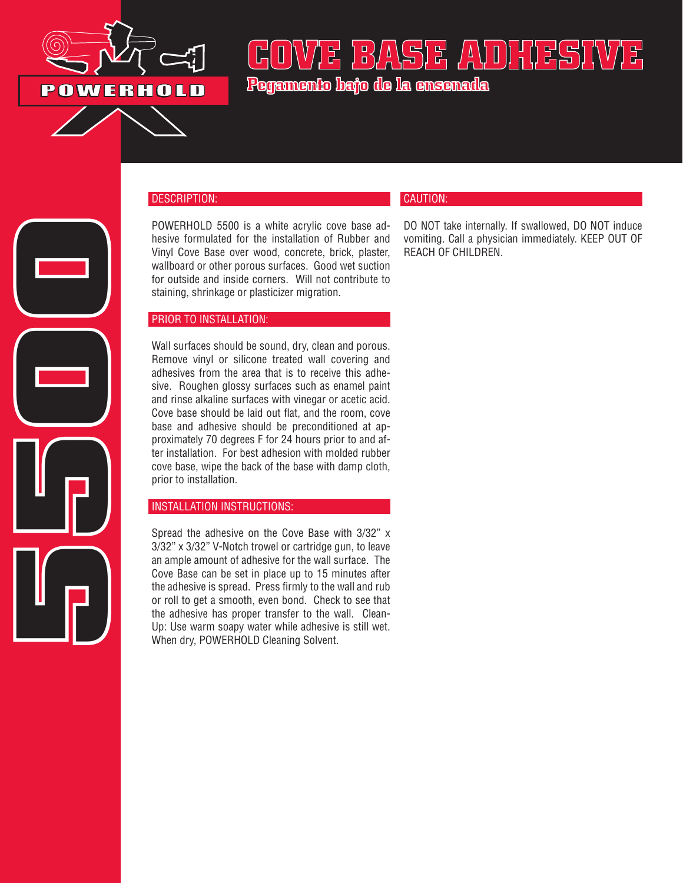POWERHOLD

# COVE BASE ADHESIVE

## Pegamento bajo de la ensenada

5500

### DESCRIPTION:

POWERHOLD 5500 is a white acrylic cove base adhesive formulated for the installation of Rubber and Vinyl Cove Base over wood, concrete, brick, plaster, wallboard or other porous surfaces. Good wet suction for outside and inside corners. Will not contribute to staining, shrinkage or plasticizer migration.

### PRIOR TO INSTALLATION:

Wall surfaces should be sound, dry, clean and porous. Remove vinyl or silicone treated wall covering and adhesives from the area that is to receive this adhesive. Roughen glossy surfaces such as enamel paint and rinse alkaline surfaces with vinegar or acetic acid. Cove base should be laid out flat, and the room, cove base and adhesive should be preconditioned at approximately 70 degrees F for 24 hours prior to and after installation. For best adhesion with molded rubber cove base, wipe the back of the base with damp cloth, prior to installation.

### INSTALLATION INSTRUCTIONS:

Spread the adhesive on the Cove Base with 3/32" x 3/32" x 3/32" V-Notch trowel or cartridge gun, to leave an ample amount of adhesive for the wall surface. The Cove Base can be set in place up to 15 minutes after the adhesive is spread. Press firmly to the wall and rub or roll to get a smooth, even bond. Check to see that the adhesive has proper transfer to the wall. Clean-Up: Use warm soapy water while adhesive is still wet. When dry, POWERHOLD Cleaning Solvent.

### CAUTION:

DO NOT take internally. If swallowed, DO NOT induce vomiting. Call a physician immediately. KEEP OUT OF REACH OF CHILDREN.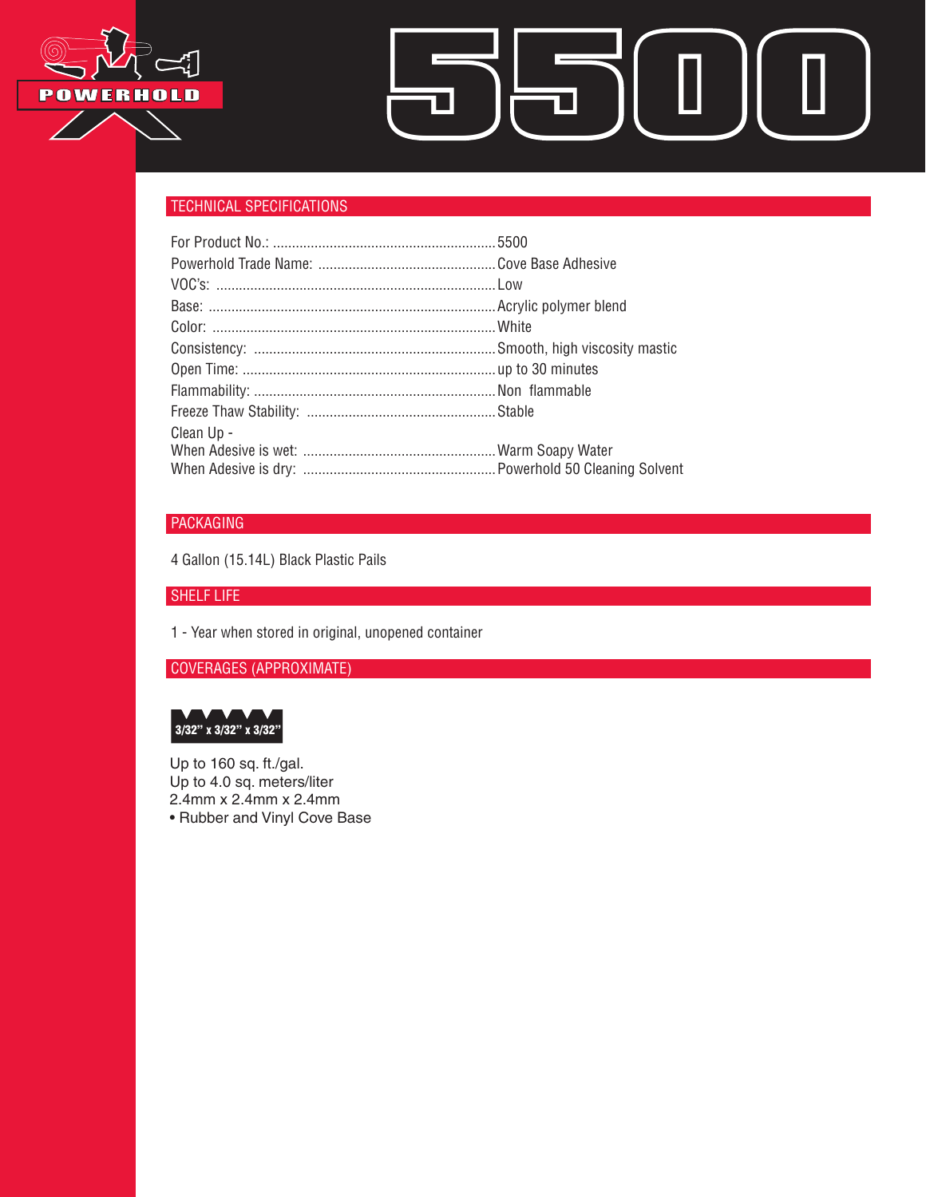# 5500

POWERHOLD

## TECHNICAL SPECIFICATIONS

| | |
|---|---|
| For Product No.: | 5500 |
| Powerhold Trade Name: | Cove Base Adhesive |
| VOC's: | Low |
| Base: | Acrylic polymer blend |
| Color: | White |
| Consistency: | Smooth, high viscosity mastic |
| Open Time: | up to 30 minutes |
| Flammability: | Non flammable |
| Freeze Thaw Stability: | Stable |
| Clean Up - | |
| When Adesive is wet: | Warm Soapy Water |
| When Adesive is dry: | Powerhold 50 Cleaning Solvent |

## PACKAGING

4 Gallon (15.14L) Black Plastic Pails

## SHELF LIFE

1 - Year when stored in original, unopened container

## COVERAGES (APPROXIMATE)

3/32" x 3/32" x 3/32"

Up to 160 sq. ft./gal.
Up to 4.0 sq. meters/liter
2.4mm x 2.4mm x 2.4mm
- Rubber and Vinyl Cove Base